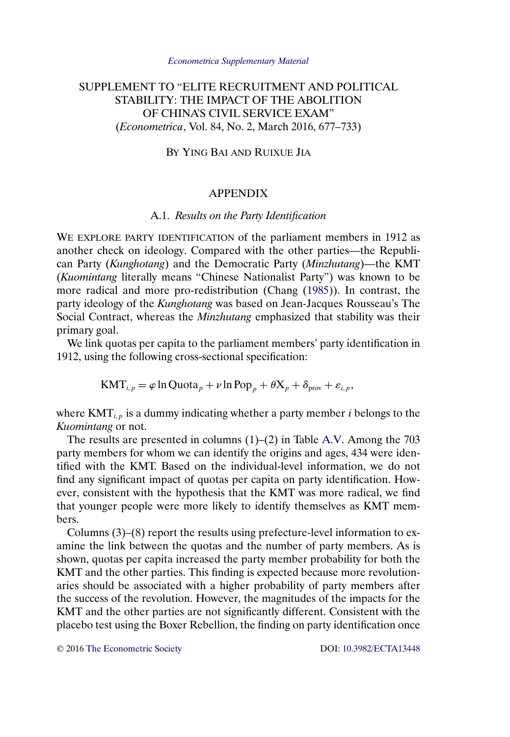# SUPPLEMENT TO "ELITE RECRUITMENT AND POLITICAL STABILITY: THE IMPACT OF THE ABOLITION OF CHINA'S CIVIL SERVICE EXAM"

(*Econometrica*, Vol. 84, No. 2, March 2016, 677–733)

BY YING BAI AND RUIXUE JIA

## APPENDIX

### A.1. *Results on the Party Identification*

WE EXPLORE PARTY IDENTIFICATION of the parliament members in 1912 as another check on ideology. Compared with the other parties—the Republican Party (*Kunghotang*) and the Democratic Party (*Minzhutang*)—the KMT (*Kuomintang* literally means "Chinese Nationalist Party") was known to be more radical and more pro-redistribution (Chang (1985)). In contrast, the party ideology of the *Kunghotang* was based on Jean-Jacques Rousseau's The Social Contract, whereas the *Minzhutang* emphasized that stability was their primary goal.

We link quotas per capita to the parliament members' party identification in 1912, using the following cross-sectional specification:

$$\mathrm{KMT}_{i,p} = \varphi \ln \mathrm{Quota}_p + \nu \ln \mathrm{Pop}_p + \theta \mathrm{X}_p + \delta_{\mathrm{prov}} + \varepsilon_{i,p},$$

where $\mathrm{KMT}_{i,p}$ is a dummy indicating whether a party member $i$ belongs to the *Kuomintang* or not.

The results are presented in columns (1)–(2) in Table A.V. Among the 703 party members for whom we can identify the origins and ages, 434 were identified with the KMT. Based on the individual-level information, we do not find any significant impact of quotas per capita on party identification. However, consistent with the hypothesis that the KMT was more radical, we find that younger people were more likely to identify themselves as KMT members.

Columns (3)–(8) report the results using prefecture-level information to examine the link between the quotas and the number of party members. As is shown, quotas per capita increased the party member probability for both the KMT and the other parties. This finding is expected because more revolutionaries should be associated with a higher probability of party members after the success of the revolution. However, the magnitudes of the impacts for the KMT and the other parties are not significantly different. Consistent with the placebo test using the Boxer Rebellion, the finding on party identification once

© 2016 The Econometric Society DOI: 10.3982/ECTA13448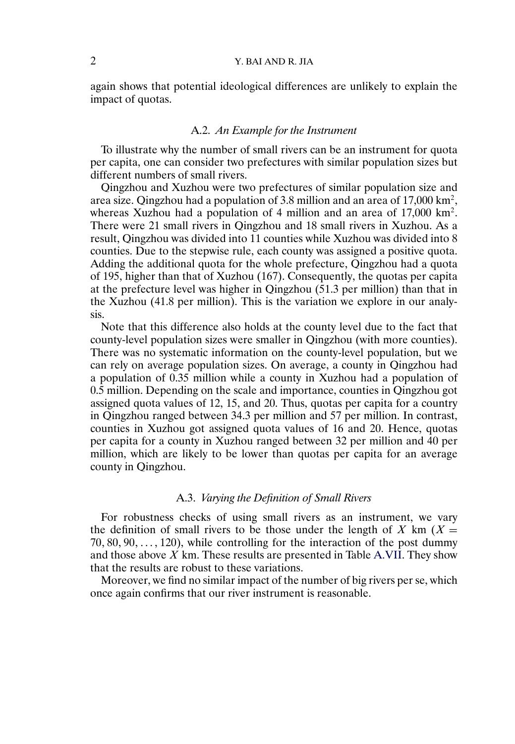again shows that potential ideological differences are unlikely to explain the impact of quotas.

### A.2. *An Example for the Instrument*

To illustrate why the number of small rivers can be an instrument for quota per capita, one can consider two prefectures with similar population sizes but different numbers of small rivers.

Qingzhou and Xuzhou were two prefectures of similar population size and area size. Qingzhou had a population of 3.8 million and an area of 17,000 km$^2$, whereas Xuzhou had a population of 4 million and an area of 17,000 km$^2$. There were 21 small rivers in Qingzhou and 18 small rivers in Xuzhou. As a result, Qingzhou was divided into 11 counties while Xuzhou was divided into 8 counties. Due to the stepwise rule, each county was assigned a positive quota. Adding the additional quota for the whole prefecture, Qingzhou had a quota of 195, higher than that of Xuzhou (167). Consequently, the quotas per capita at the prefecture level was higher in Qingzhou (51.3 per million) than that in the Xuzhou (41.8 per million). This is the variation we explore in our analysis.

Note that this difference also holds at the county level due to the fact that county-level population sizes were smaller in Qingzhou (with more counties). There was no systematic information on the county-level population, but we can rely on average population sizes. On average, a county in Qingzhou had a population of 0.35 million while a county in Xuzhou had a population of 0.5 million. Depending on the scale and importance, counties in Qingzhou got assigned quota values of 12, 15, and 20. Thus, quotas per capita for a country in Qingzhou ranged between 34.3 per million and 57 per million. In contrast, counties in Xuzhou got assigned quota values of 16 and 20. Hence, quotas per capita for a county in Xuzhou ranged between 32 per million and 40 per million, which are likely to be lower than quotas per capita for an average county in Qingzhou.

### A.3. *Varying the Definition of Small Rivers*

For robustness checks of using small rivers as an instrument, we vary the definition of small rivers to be those under the length of $X$ km ($X = 70, 80, 90, \ldots, 120$), while controlling for the interaction of the post dummy and those above $X$ km. These results are presented in Table A.VII. They show that the results are robust to these variations.

Moreover, we find no similar impact of the number of big rivers per se, which once again confirms that our river instrument is reasonable.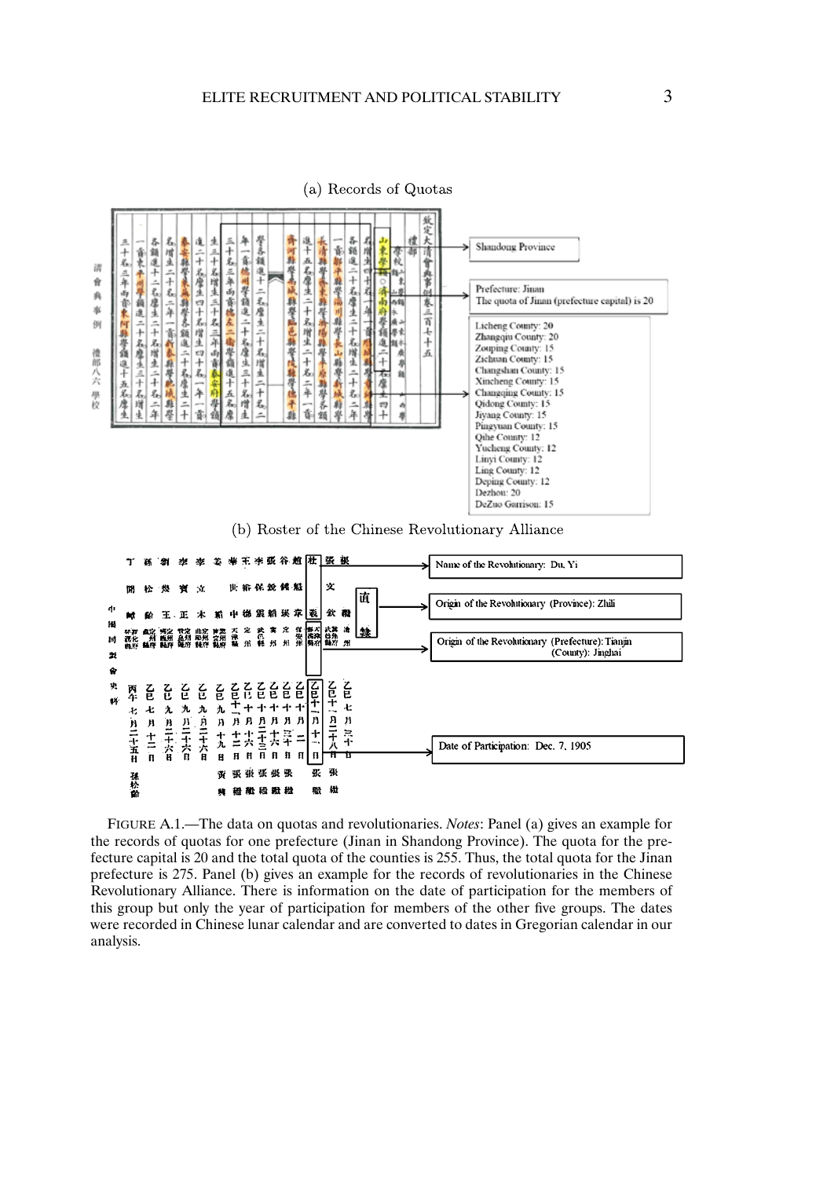(a) Records of Quotas

Shandong Province

Prefecture: Jinan
The quota of Jinan (prefecture capital) is 20

Licheng County: 20
Zhangqiu County: 20
Zouping County: 15
Zichuan County: 15
Changshan County: 15
Xincheng County: 15
Changqing County: 15
Qidong County: 15
Jiyang County: 15
Pingyuan County: 15
Qihe County: 12
Yucheng County: 12
Linyi County: 12
Ling County: 12
Deping County: 12
Dezhou: 20
DeZuo Garrison: 15

(b) Roster of the Chinese Revolutionary Alliance

Name of the Revolutionary: Du, Yi

Origin of the Revolutionary (Province): Zhili

Origin of the Revolutionary (Prefecture): Tianjin
(County): Jinghai

Date of Participation: Dec. 7, 1905

FIGURE A.1.—The data on quotas and revolutionaries. *Notes*: Panel (a) gives an example for the records of quotas for one prefecture (Jinan in Shandong Province). The quota for the prefecture capital is 20 and the total quota of the counties is 255. Thus, the total quota for the Jinan prefecture is 275. Panel (b) gives an example for the records of revolutionaries in the Chinese Revolutionary Alliance. There is information on the date of participation for the members of this group but only the year of participation for members of the other five groups. The dates were recorded in Chinese lunar calendar and are converted to dates in Gregorian calendar in our analysis.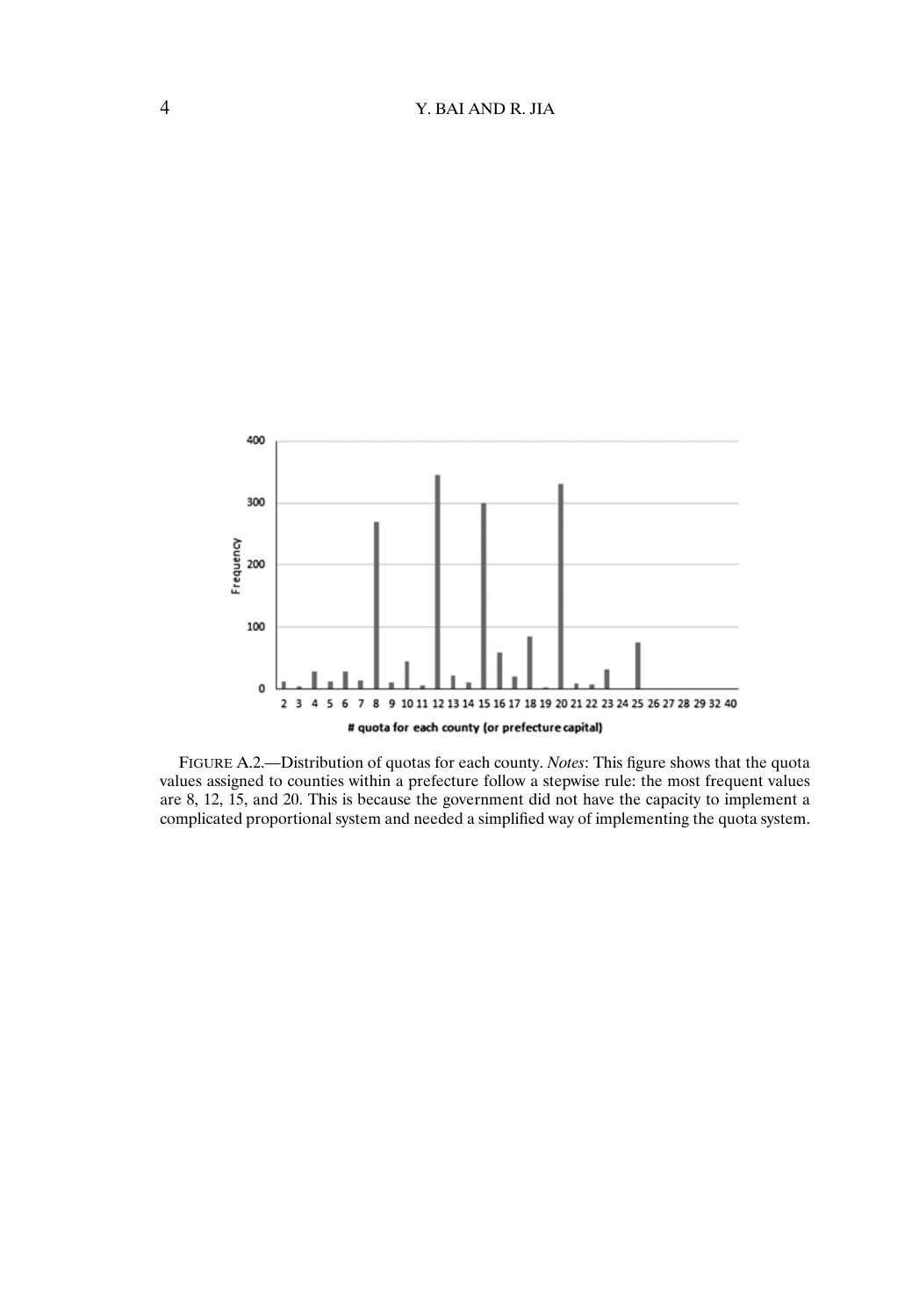FIGURE A.2.—Distribution of quotas for each county. *Notes*: This figure shows that the quota values assigned to counties within a prefecture follow a stepwise rule: the most frequent values are 8, 12, 15, and 20. This is because the government did not have the capacity to implement a complicated proportional system and needed a simplified way of implementing the quota system.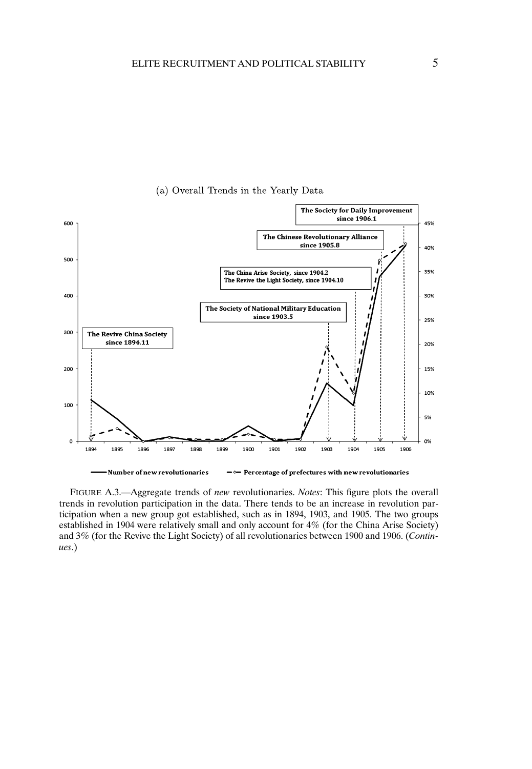(a) Overall Trends in the Yearly Data

FIGURE A.3.—Aggregate trends of *new* revolutionaries. *Notes*: This figure plots the overall trends in revolution participation in the data. There tends to be an increase in revolution participation when a new group got established, such as in 1894, 1903, and 1905. The two groups established in 1904 were relatively small and only account for 4% (for the China Arise Society) and 3% (for the Revive the Light Society) of all revolutionaries between 1900 and 1906. (*Continues*.)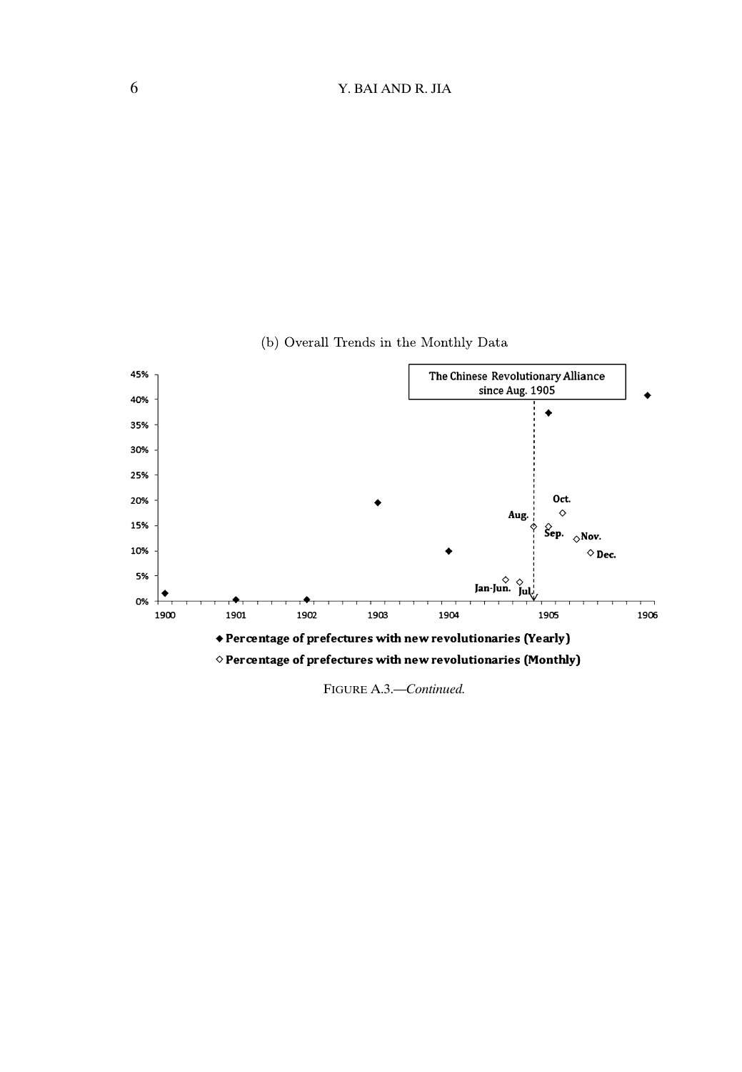(b) Overall Trends in the Monthly Data

The Chinese Revolutionary Alliance since Aug. 1905

◆ Percentage of prefectures with new revolutionaries (Yearly)

◇ Percentage of prefectures with new revolutionaries (Monthly)

FIGURE A.3.—*Continued.*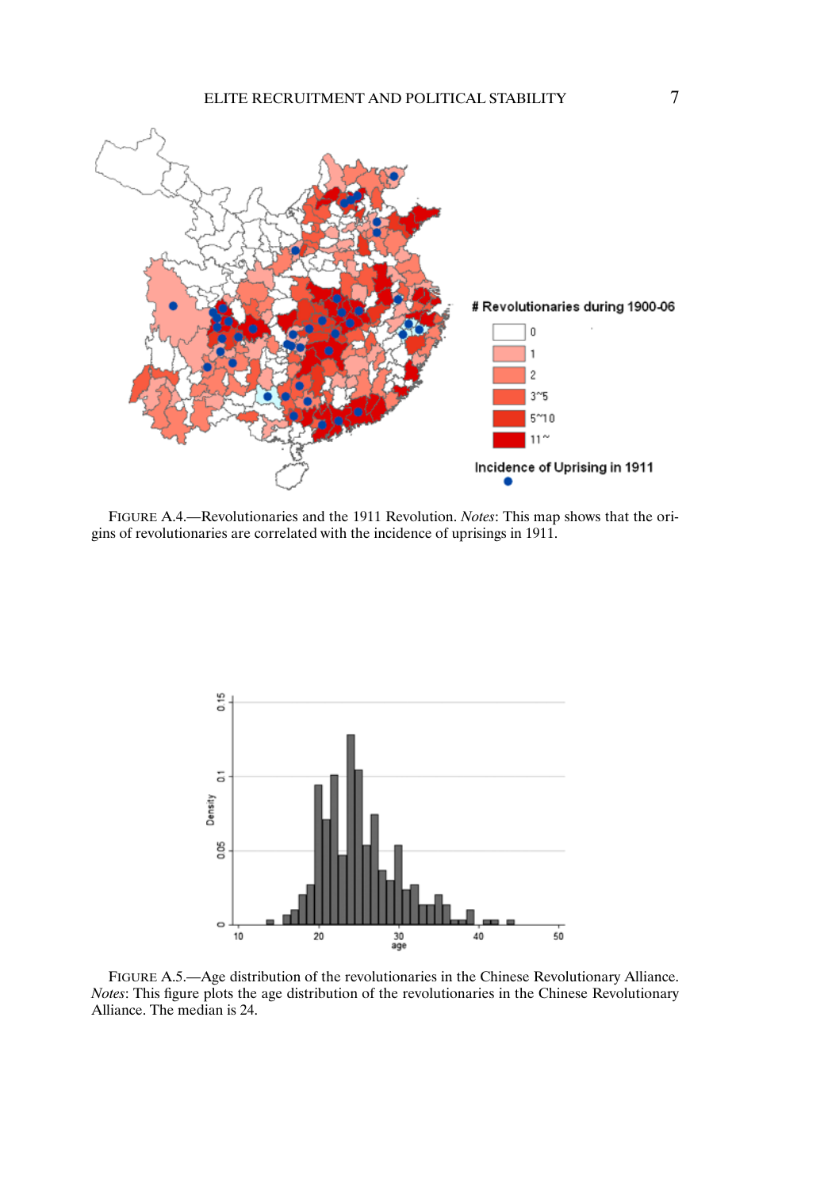FIGURE A.4.—Revolutionaries and the 1911 Revolution. *Notes*: This map shows that the origins of revolutionaries are correlated with the incidence of uprisings in 1911.

FIGURE A.5.—Age distribution of the revolutionaries in the Chinese Revolutionary Alliance. *Notes*: This figure plots the age distribution of the revolutionaries in the Chinese Revolutionary Alliance. The median is 24.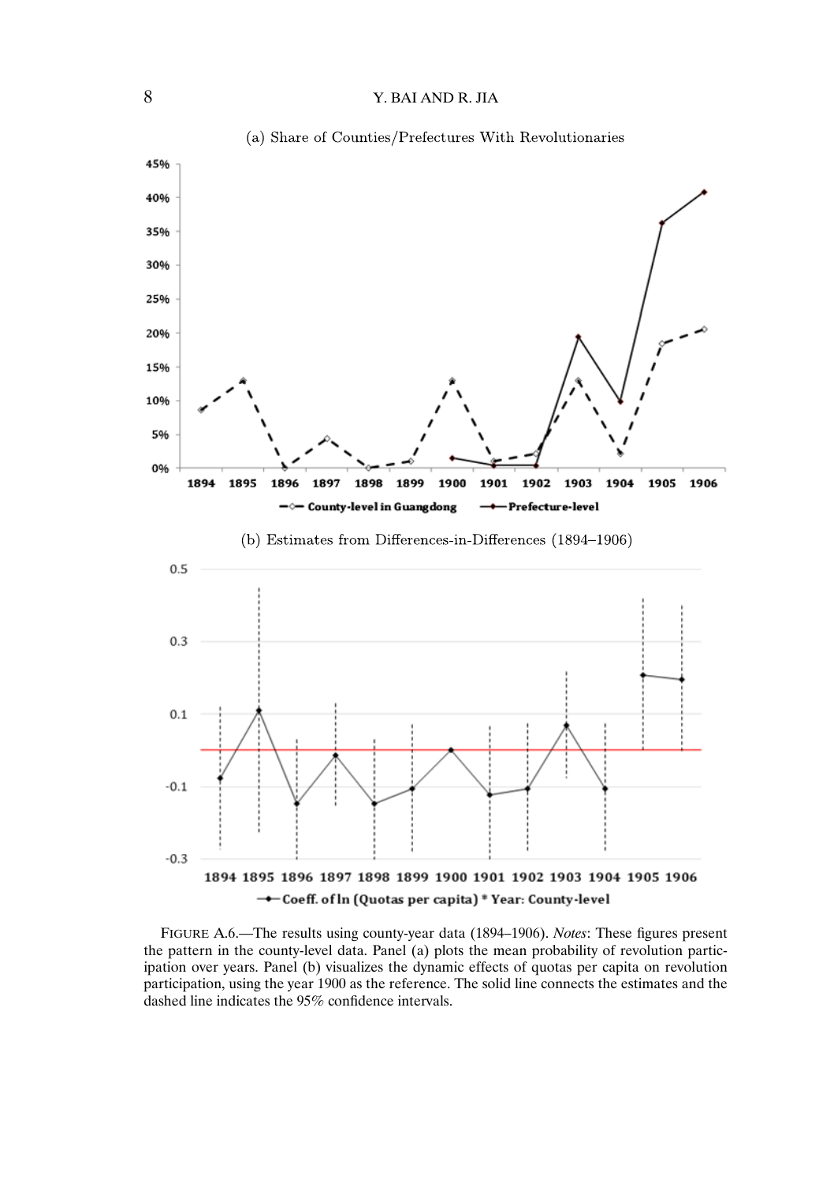(a) Share of Counties/Prefectures With Revolutionaries

(b) Estimates from Differences-in-Differences (1894–1906)

FIGURE A.6.—The results using county-year data (1894–1906). *Notes*: These figures present the pattern in the county-level data. Panel (a) plots the mean probability of revolution participation over years. Panel (b) visualizes the dynamic effects of quotas per capita on revolution participation, using the year 1900 as the reference. The solid line connects the estimates and the dashed line indicates the 95% confidence intervals.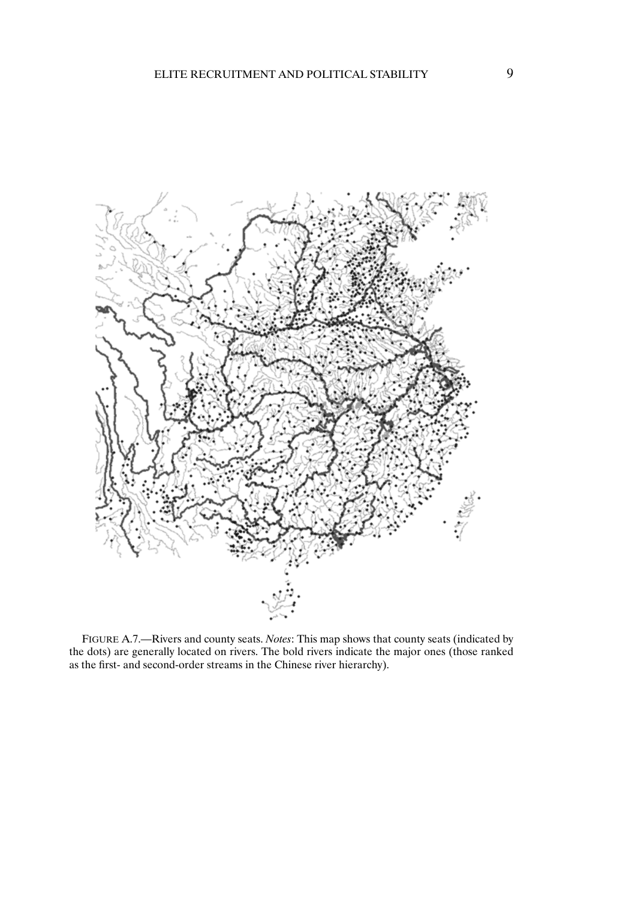FIGURE A.7.—Rivers and county seats. *Notes*: This map shows that county seats (indicated by the dots) are generally located on rivers. The bold rivers indicate the major ones (those ranked as the first- and second-order streams in the Chinese river hierarchy).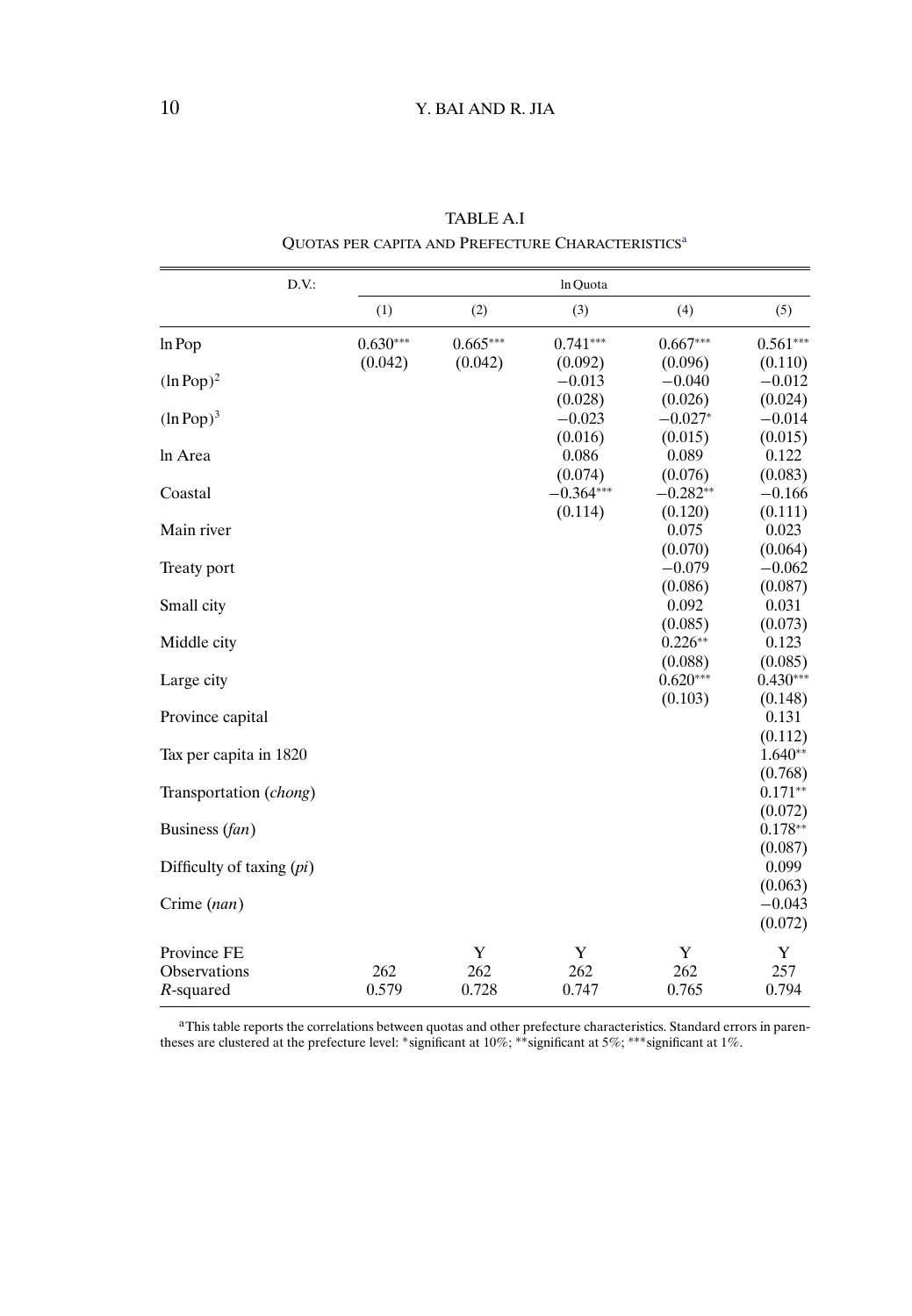TABLE A.I

QUOTAS PER CAPITA AND PREFECTURE CHARACTERISTICS[a]

| D.V.: | ln Quota | | | | |
|---|---|---|---|---|---|
| | (1) | (2) | (3) | (4) | (5) |
| ln Pop | 0.630*** | 0.665*** | 0.741*** | 0.667*** | 0.561*** |
| | (0.042) | (0.042) | (0.092) | (0.096) | (0.110) |
| $(\ln \text{Pop})^2$ | | | −0.013 | −0.040 | −0.012 |
| | | | (0.028) | (0.026) | (0.024) |
| $(\ln \text{Pop})^3$ | | | −0.023 | −0.027* | −0.014 |
| | | | (0.016) | (0.015) | (0.015) |
| ln Area | | | 0.086 | 0.089 | 0.122 |
| | | | (0.074) | (0.076) | (0.083) |
| Coastal | | | −0.364*** | −0.282** | −0.166 |
| | | | (0.114) | (0.120) | (0.111) |
| Main river | | | | 0.075 | 0.023 |
| | | | | (0.070) | (0.064) |
| Treaty port | | | | −0.079 | −0.062 |
| | | | | (0.086) | (0.087) |
| Small city | | | | 0.092 | 0.031 |
| | | | | (0.085) | (0.073) |
| Middle city | | | | 0.226** | 0.123 |
| | | | | (0.088) | (0.085) |
| Large city | | | | 0.620*** | 0.430*** |
| | | | | (0.103) | (0.148) |
| Province capital | | | | | 0.131 |
| | | | | | (0.112) |
| Tax per capita in 1820 | | | | | 1.640** |
| | | | | | (0.768) |
| Transportation (*chong*) | | | | | 0.171** |
| | | | | | (0.072) |
| Business (*fan*) | | | | | 0.178** |
| | | | | | (0.087) |
| Difficulty of taxing (*pi*) | | | | | 0.099 |
| | | | | | (0.063) |
| Crime (*nan*) | | | | | −0.043 |
| | | | | | (0.072) |
| Province FE | | Y | Y | Y | Y |
| Observations | 262 | 262 | 262 | 262 | 257 |
| *R*-squared | 0.579 | 0.728 | 0.747 | 0.765 | 0.794 |

[a]This table reports the correlations between quotas and other prefecture characteristics. Standard errors in parentheses are clustered at the prefecture level: *significant at 10%; **significant at 5%; ***significant at 1%.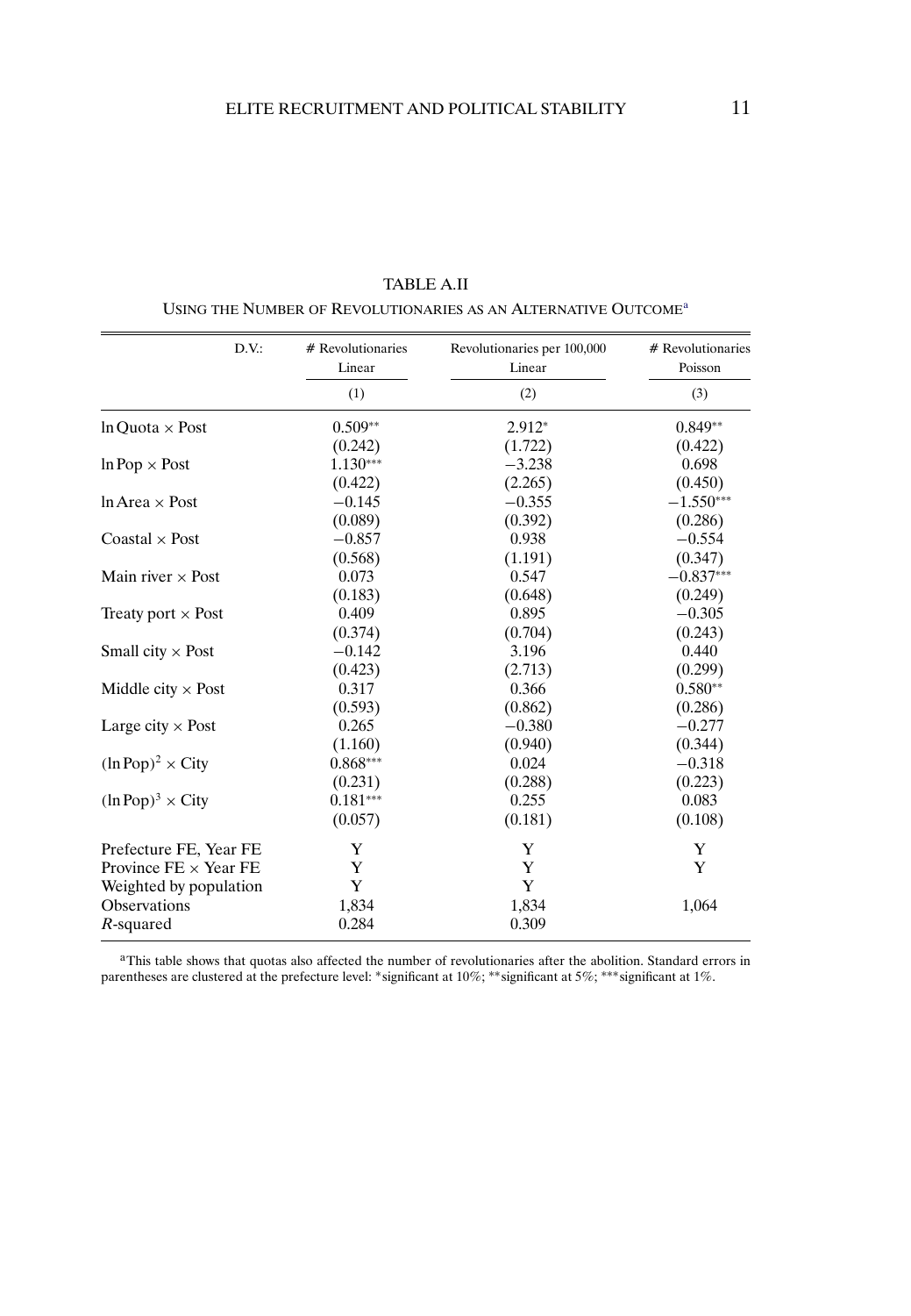TABLE A.II

USING THE NUMBER OF REVOLUTIONARIES AS AN ALTERNATIVE OUTCOME[a]

| D.V.: | # Revolutionaries | Revolutionaries per 100,000 | # Revolutionaries |
|---|---|---|---|
| | Linear | Linear | Poisson |
| | (1) | (2) | (3) |
| ln Quota × Post | 0.509** | 2.912* | 0.849** |
| | (0.242) | (1.722) | (0.422) |
| ln Pop × Post | 1.130*** | −3.238 | 0.698 |
| | (0.422) | (2.265) | (0.450) |
| ln Area × Post | −0.145 | −0.355 | −1.550*** |
| | (0.089) | (0.392) | (0.286) |
| Coastal × Post | −0.857 | 0.938 | −0.554 |
| | (0.568) | (1.191) | (0.347) |
| Main river × Post | 0.073 | 0.547 | −0.837*** |
| | (0.183) | (0.648) | (0.249) |
| Treaty port × Post | 0.409 | 0.895 | −0.305 |
| | (0.374) | (0.704) | (0.243) |
| Small city × Post | −0.142 | 3.196 | 0.440 |
| | (0.423) | (2.713) | (0.299) |
| Middle city × Post | 0.317 | 0.366 | 0.580** |
| | (0.593) | (0.862) | (0.286) |
| Large city × Post | 0.265 | −0.380 | −0.277 |
| | (1.160) | (0.940) | (0.344) |
| $(\ln \text{Pop})^2 \times$ City | 0.868*** | 0.024 | −0.318 |
| | (0.231) | (0.288) | (0.223) |
| $(\ln \text{Pop})^3 \times$ City | 0.181*** | 0.255 | 0.083 |
| | (0.057) | (0.181) | (0.108) |
| Prefecture FE, Year FE | Y | Y | Y |
| Province FE × Year FE | Y | Y | Y |
| Weighted by population | Y | Y | |
| Observations | 1,834 | 1,834 | 1,064 |
| $R$-squared | 0.284 | 0.309 | |

[a]This table shows that quotas also affected the number of revolutionaries after the abolition. Standard errors in parentheses are clustered at the prefecture level: *significant at 10%; **significant at 5%; ***significant at 1%.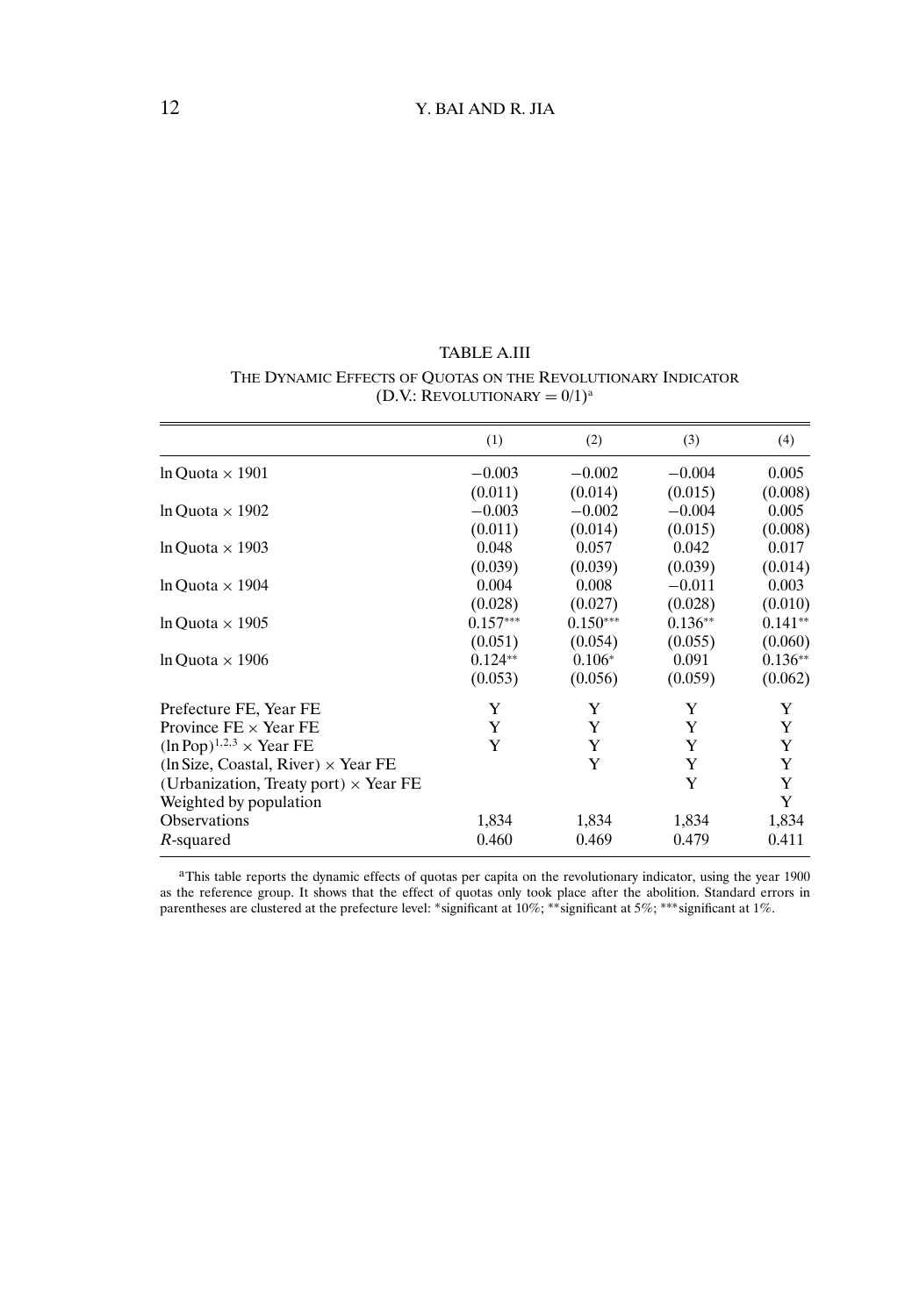TABLE A.III

THE DYNAMIC EFFECTS OF QUOTAS ON THE REVOLUTIONARY INDICATOR (D.V.: REVOLUTIONARY = 0/1)[a]

| | (1) | (2) | (3) | (4) |
|---|---|---|---|---|
| ln Quota × 1901 | −0.003 | −0.002 | −0.004 | 0.005 |
| | (0.011) | (0.014) | (0.015) | (0.008) |
| ln Quota × 1902 | −0.003 | −0.002 | −0.004 | 0.005 |
| | (0.011) | (0.014) | (0.015) | (0.008) |
| ln Quota × 1903 | 0.048 | 0.057 | 0.042 | 0.017 |
| | (0.039) | (0.039) | (0.039) | (0.014) |
| ln Quota × 1904 | 0.004 | 0.008 | −0.011 | 0.003 |
| | (0.028) | (0.027) | (0.028) | (0.010) |
| ln Quota × 1905 | 0.157*** | 0.150*** | 0.136** | 0.141** |
| | (0.051) | (0.054) | (0.055) | (0.060) |
| ln Quota × 1906 | 0.124** | 0.106* | 0.091 | 0.136** |
| | (0.053) | (0.056) | (0.059) | (0.062) |
| Prefecture FE, Year FE | Y | Y | Y | Y |
| Province FE × Year FE | Y | Y | Y | Y |
| $(\ln \text{Pop})^{1,2,3}$ × Year FE | Y | Y | Y | Y |
| (ln Size, Coastal, River) × Year FE | | Y | Y | Y |
| (Urbanization, Treaty port) × Year FE | | | Y | Y |
| Weighted by population | | | | Y |
| Observations | 1,834 | 1,834 | 1,834 | 1,834 |
| *R*-squared | 0.460 | 0.469 | 0.479 | 0.411 |

[a]This table reports the dynamic effects of quotas per capita on the revolutionary indicator, using the year 1900 as the reference group. It shows that the effect of quotas only took place after the abolition. Standard errors in parentheses are clustered at the prefecture level: *significant at 10%; **significant at 5%; ***significant at 1%.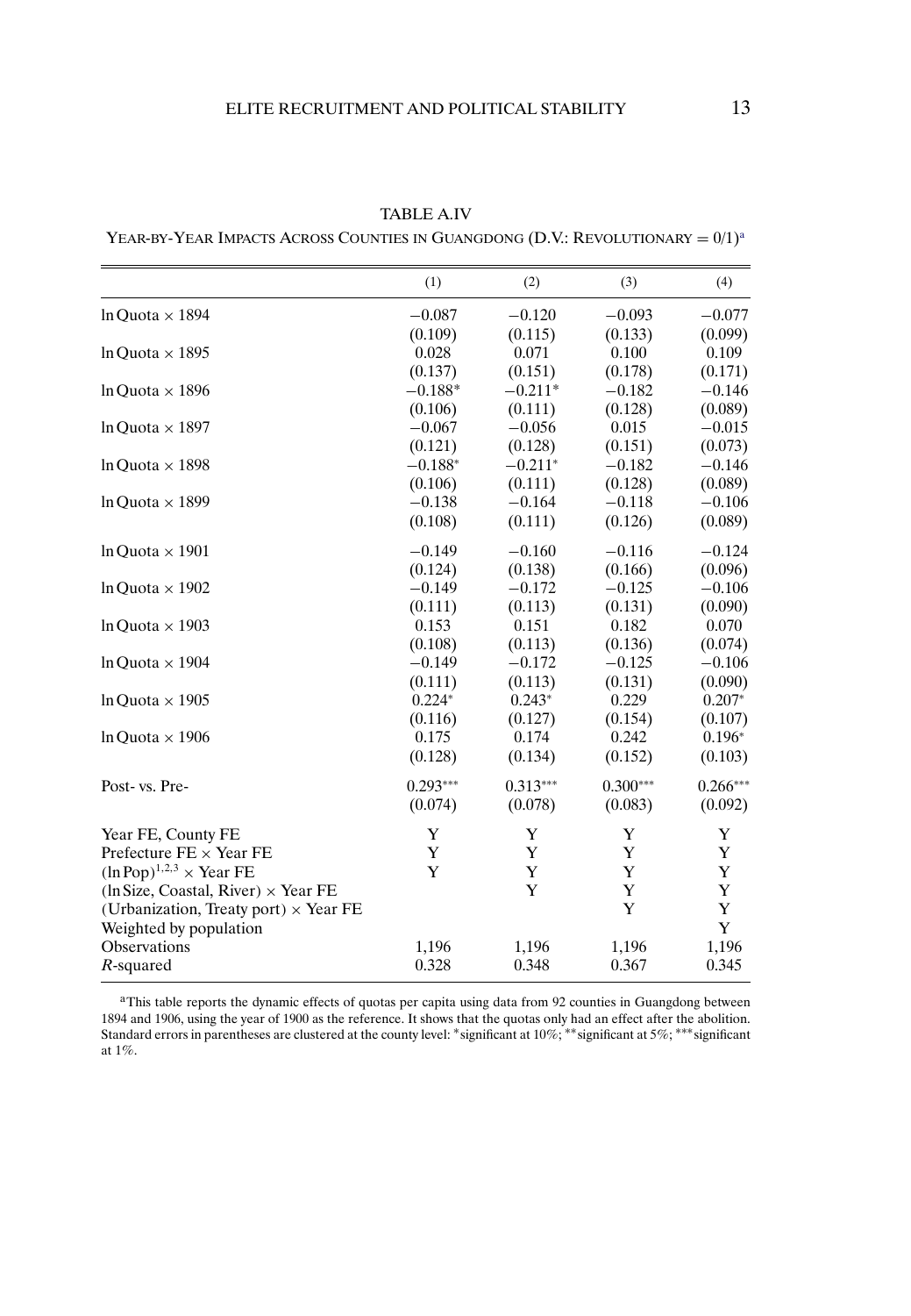TABLE A.IV

YEAR-BY-YEAR IMPACTS ACROSS COUNTIES IN GUANGDONG (D.V.: REVOLUTIONARY = 0/1)[a]

| | (1) | (2) | (3) | (4) |
|---|---|---|---|---|
| ln Quota × 1894 | −0.087 | −0.120 | −0.093 | −0.077 |
| | (0.109) | (0.115) | (0.133) | (0.099) |
| ln Quota × 1895 | 0.028 | 0.071 | 0.100 | 0.109 |
| | (0.137) | (0.151) | (0.178) | (0.171) |
| ln Quota × 1896 | −0.188* | −0.211* | −0.182 | −0.146 |
| | (0.106) | (0.111) | (0.128) | (0.089) |
| ln Quota × 1897 | −0.067 | −0.056 | 0.015 | −0.015 |
| | (0.121) | (0.128) | (0.151) | (0.073) |
| ln Quota × 1898 | −0.188* | −0.211* | −0.182 | −0.146 |
| | (0.106) | (0.111) | (0.128) | (0.089) |
| ln Quota × 1899 | −0.138 | −0.164 | −0.118 | −0.106 |
| | (0.108) | (0.111) | (0.126) | (0.089) |
| ln Quota × 1901 | −0.149 | −0.160 | −0.116 | −0.124 |
| | (0.124) | (0.138) | (0.166) | (0.096) |
| ln Quota × 1902 | −0.149 | −0.172 | −0.125 | −0.106 |
| | (0.111) | (0.113) | (0.131) | (0.090) |
| ln Quota × 1903 | 0.153 | 0.151 | 0.182 | 0.070 |
| | (0.108) | (0.113) | (0.136) | (0.074) |
| ln Quota × 1904 | −0.149 | −0.172 | −0.125 | −0.106 |
| | (0.111) | (0.113) | (0.131) | (0.090) |
| ln Quota × 1905 | 0.224* | 0.243* | 0.229 | 0.207* |
| | (0.116) | (0.127) | (0.154) | (0.107) |
| ln Quota × 1906 | 0.175 | 0.174 | 0.242 | 0.196* |
| | (0.128) | (0.134) | (0.152) | (0.103) |
| Post- vs. Pre- | 0.293*** | 0.313*** | 0.300*** | 0.266*** |
| | (0.074) | (0.078) | (0.083) | (0.092) |
| Year FE, County FE | Y | Y | Y | Y |
| Prefecture FE × Year FE | Y | Y | Y | Y |
| $(\ln \text{Pop})^{1,2,3}$ × Year FE | Y | Y | Y | Y |
| (ln Size, Coastal, River) × Year FE | | Y | Y | Y |
| (Urbanization, Treaty port) × Year FE | | | Y | Y |
| Weighted by population | | | | Y |
| Observations | 1,196 | 1,196 | 1,196 | 1,196 |
| *R*-squared | 0.328 | 0.348 | 0.367 | 0.345 |

[a]This table reports the dynamic effects of quotas per capita using data from 92 counties in Guangdong between 1894 and 1906, using the year of 1900 as the reference. It shows that the quotas only had an effect after the abolition. Standard errors in parentheses are clustered at the county level: *significant at 10%; **significant at 5%; ***significant at 1%.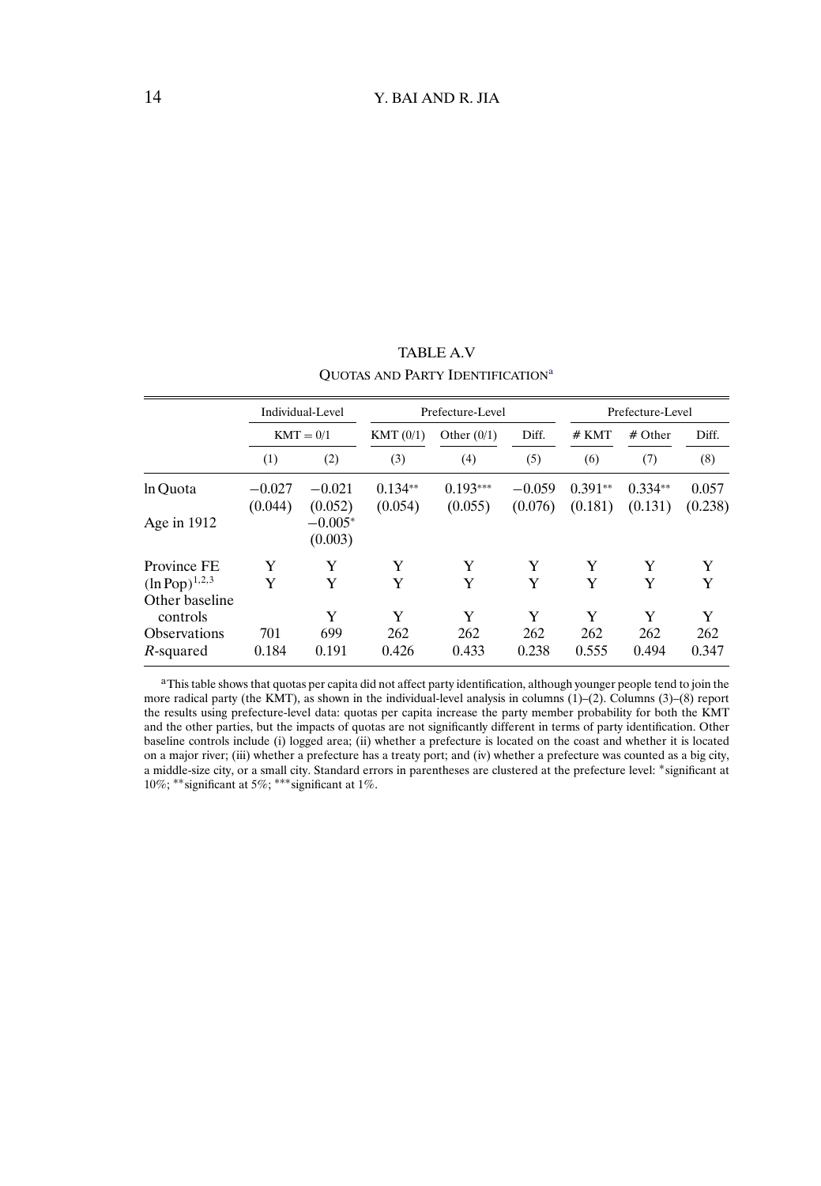TABLE A.V

QUOTAS AND PARTY IDENTIFICATION[a]

| | Individual-Level | | Prefecture-Level | | | Prefecture-Level | | |
|---|---|---|---|---|---|---|---|---|
| | KMT = 0/1 | | KMT (0/1) | Other (0/1) | Diff. | # KMT | # Other | Diff. |
| | (1) | (2) | (3) | (4) | (5) | (6) | (7) | (8) |
| ln Quota | −0.027 | −0.021 | 0.134** | 0.193*** | −0.059 | 0.391** | 0.334** | 0.057 |
| | (0.044) | (0.052) | (0.054) | (0.055) | (0.076) | (0.181) | (0.131) | (0.238) |
| Age in 1912 | | −0.005* | | | | | | |
| | | (0.003) | | | | | | |
| Province FE | Y | Y | Y | Y | Y | Y | Y | Y |
| $(\ln \text{Pop})^{1,2,3}$ | Y | Y | Y | Y | Y | Y | Y | Y |
| Other baseline controls | | Y | Y | Y | Y | Y | Y | Y |
| Observations | 701 | 699 | 262 | 262 | 262 | 262 | 262 | 262 |
| $R$-squared | 0.184 | 0.191 | 0.426 | 0.433 | 0.238 | 0.555 | 0.494 | 0.347 |

[a]This table shows that quotas per capita did not affect party identification, although younger people tend to join the more radical party (the KMT), as shown in the individual-level analysis in columns (1)–(2). Columns (3)–(8) report the results using prefecture-level data: quotas per capita increase the party member probability for both the KMT and the other parties, but the impacts of quotas are not significantly different in terms of party identification. Other baseline controls include (i) logged area; (ii) whether a prefecture is located on the coast and whether it is located on a major river; (iii) whether a prefecture has a treaty port; and (iv) whether a prefecture was counted as a big city, a middle-size city, or a small city. Standard errors in parentheses are clustered at the prefecture level: *significant at 10%; **significant at 5%; ***significant at 1%.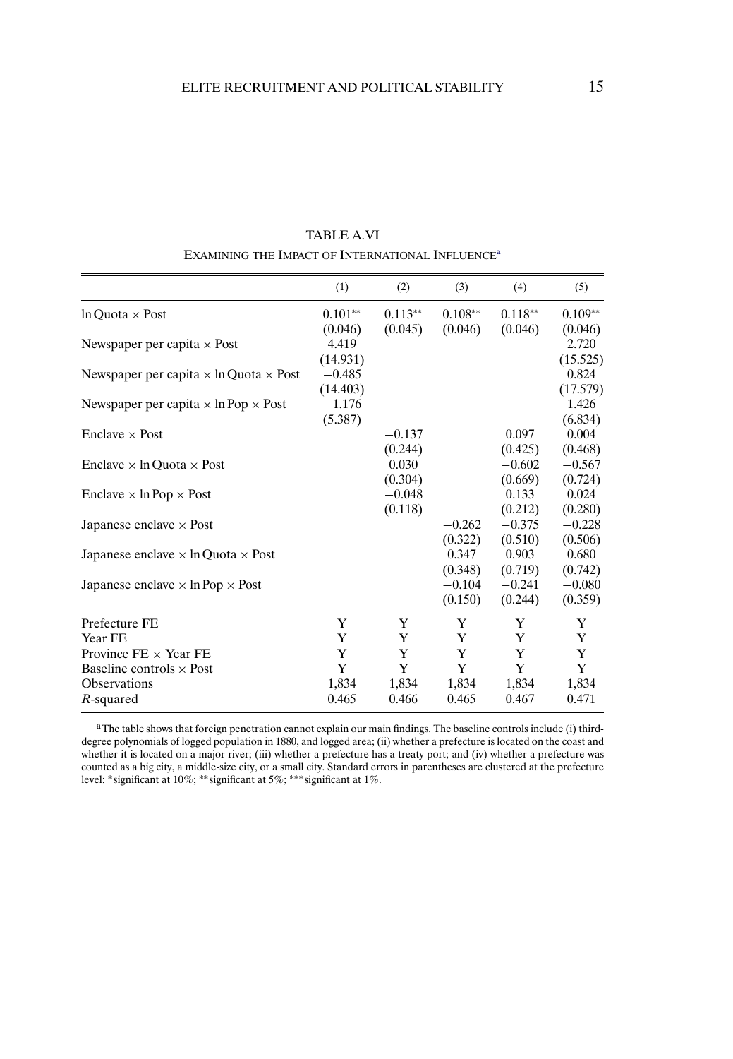TABLE A.VI

EXAMINING THE IMPACT OF INTERNATIONAL INFLUENCE[a]

| | (1) | (2) | (3) | (4) | (5) |
|---|---|---|---|---|---|
| ln Quota × Post | 0.101** | 0.113** | 0.108** | 0.118** | 0.109** |
| | (0.046) | (0.045) | (0.046) | (0.046) | (0.046) |
| Newspaper per capita × Post | 4.419 | | | | 2.720 |
| | (14.931) | | | | (15.525) |
| Newspaper per capita × ln Quota × Post | −0.485 | | | | 0.824 |
| | (14.403) | | | | (17.579) |
| Newspaper per capita × ln Pop × Post | −1.176 | | | | 1.426 |
| | (5.387) | | | | (6.834) |
| Enclave × Post | | −0.137 | | 0.097 | 0.004 |
| | | (0.244) | | (0.425) | (0.468) |
| Enclave × ln Quota × Post | | 0.030 | | −0.602 | −0.567 |
| | | (0.304) | | (0.669) | (0.724) |
| Enclave × ln Pop × Post | | −0.048 | | 0.133 | 0.024 |
| | | (0.118) | | (0.212) | (0.280) |
| Japanese enclave × Post | | | −0.262 | −0.375 | −0.228 |
| | | | (0.322) | (0.510) | (0.506) |
| Japanese enclave × ln Quota × Post | | | 0.347 | 0.903 | 0.680 |
| | | | (0.348) | (0.719) | (0.742) |
| Japanese enclave × ln Pop × Post | | | −0.104 | −0.241 | −0.080 |
| | | | (0.150) | (0.244) | (0.359) |
| Prefecture FE | Y | Y | Y | Y | Y |
| Year FE | Y | Y | Y | Y | Y |
| Province FE × Year FE | Y | Y | Y | Y | Y |
| Baseline controls × Post | Y | Y | Y | Y | Y |
| Observations | 1,834 | 1,834 | 1,834 | 1,834 | 1,834 |
| *R*-squared | 0.465 | 0.466 | 0.465 | 0.467 | 0.471 |

[a]The table shows that foreign penetration cannot explain our main findings. The baseline controls include (i) third-degree polynomials of logged population in 1880, and logged area; (ii) whether a prefecture is located on the coast and whether it is located on a major river; (iii) whether a prefecture has a treaty port; and (iv) whether a prefecture was counted as a big city, a middle-size city, or a small city. Standard errors in parentheses are clustered at the prefecture level: *significant at 10%; **significant at 5%; ***significant at 1%.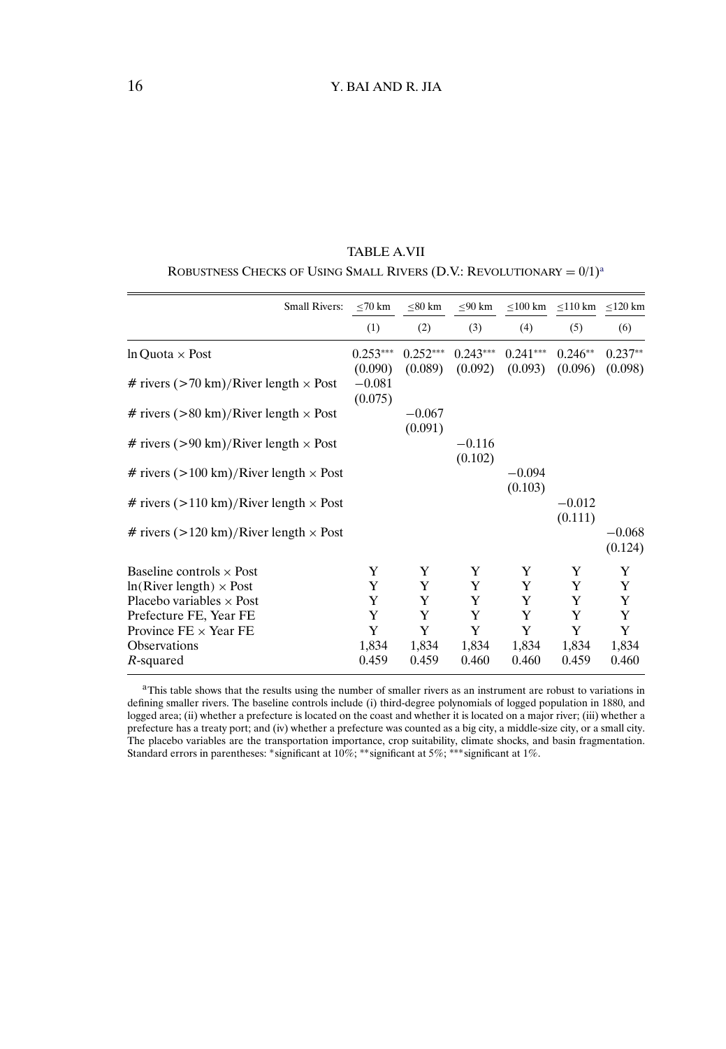TABLE A.VII

ROBUSTNESS CHECKS OF USING SMALL RIVERS (D.V.: REVOLUTIONARY = 0/1)[a]

| Small Rivers: | ≤70 km | ≤80 km | ≤90 km | ≤100 km | ≤110 km | ≤120 km |
|---|---|---|---|---|---|---|
| | (1) | (2) | (3) | (4) | (5) | (6) |
| ln Quota × Post | 0.253*** | 0.252*** | 0.243*** | 0.241*** | 0.246** | 0.237** |
| | (0.090) | (0.089) | (0.092) | (0.093) | (0.096) | (0.098) |
| # rivers (>70 km)/River length × Post | −0.081 | | | | | |
| | (0.075) | | | | | |
| # rivers (>80 km)/River length × Post | | −0.067 | | | | |
| | | (0.091) | | | | |
| # rivers (>90 km)/River length × Post | | | −0.116 | | | |
| | | | (0.102) | | | |
| # rivers (>100 km)/River length × Post | | | | −0.094 | | |
| | | | | (0.103) | | |
| # rivers (>110 km)/River length × Post | | | | | −0.012 | |
| | | | | | (0.111) | |
| # rivers (>120 km)/River length × Post | | | | | | −0.068 |
| | | | | | | (0.124) |
| Baseline controls × Post | Y | Y | Y | Y | Y | Y |
| ln(River length) × Post | Y | Y | Y | Y | Y | Y |
| Placebo variables × Post | Y | Y | Y | Y | Y | Y |
| Prefecture FE, Year FE | Y | Y | Y | Y | Y | Y |
| Province FE × Year FE | Y | Y | Y | Y | Y | Y |
| Observations | 1,834 | 1,834 | 1,834 | 1,834 | 1,834 | 1,834 |
| $R$-squared | 0.459 | 0.459 | 0.460 | 0.460 | 0.459 | 0.460 |

[a]This table shows that the results using the number of smaller rivers as an instrument are robust to variations in defining smaller rivers. The baseline controls include (i) third-degree polynomials of logged population in 1880, and logged area; (ii) whether a prefecture is located on the coast and whether it is located on a major river; (iii) whether a prefecture has a treaty port; and (iv) whether a prefecture was counted as a big city, a middle-size city, or a small city. The placebo variables are the transportation importance, crop suitability, climate shocks, and basin fragmentation. Standard errors in parentheses: *significant at 10%; **significant at 5%; ***significant at 1%.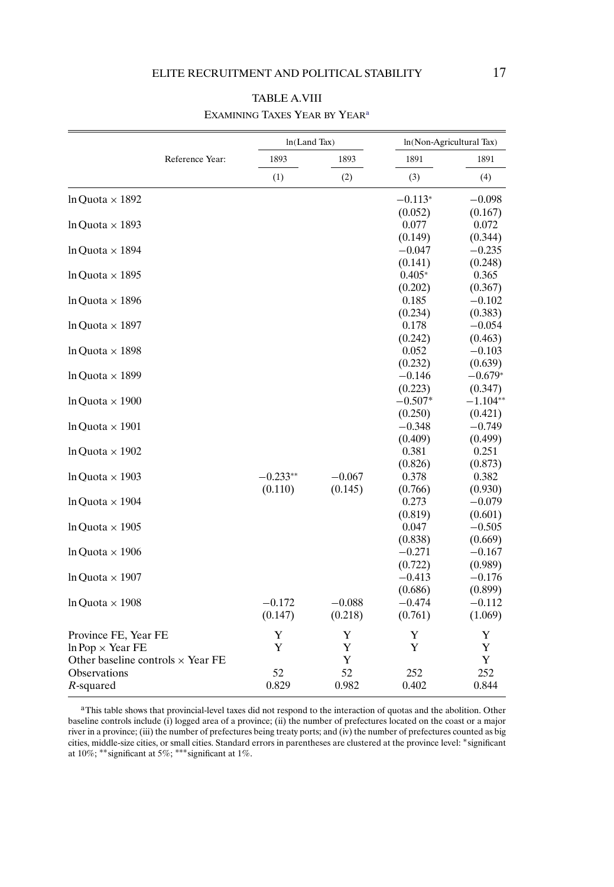TABLE A.VIII

EXAMINING TAXES YEAR BY YEAR[a]

| | ln(Land Tax) | | ln(Non-Agricultural Tax) | |
|---|---|---|---|---|
| Reference Year: | 1893 | 1893 | 1891 | 1891 |
| | (1) | (2) | (3) | (4) |
| ln Quota × 1892 | | | −0.113* | −0.098 |
| | | | (0.052) | (0.167) |
| ln Quota × 1893 | | | 0.077 | 0.072 |
| | | | (0.149) | (0.344) |
| ln Quota × 1894 | | | −0.047 | −0.235 |
| | | | (0.141) | (0.248) |
| ln Quota × 1895 | | | 0.405* | 0.365 |
| | | | (0.202) | (0.367) |
| ln Quota × 1896 | | | 0.185 | −0.102 |
| | | | (0.234) | (0.383) |
| ln Quota × 1897 | | | 0.178 | −0.054 |
| | | | (0.242) | (0.463) |
| ln Quota × 1898 | | | 0.052 | −0.103 |
| | | | (0.232) | (0.639) |
| ln Quota × 1899 | | | −0.146 | −0.679* |
| | | | (0.223) | (0.347) |
| ln Quota × 1900 | | | −0.507* | −1.104** |
| | | | (0.250) | (0.421) |
| ln Quota × 1901 | | | −0.348 | −0.749 |
| | | | (0.409) | (0.499) |
| ln Quota × 1902 | | | 0.381 | 0.251 |
| | | | (0.826) | (0.873) |
| ln Quota × 1903 | −0.233** | −0.067 | 0.378 | 0.382 |
| | (0.110) | (0.145) | (0.766) | (0.930) |
| ln Quota × 1904 | | | 0.273 | −0.079 |
| | | | (0.819) | (0.601) |
| ln Quota × 1905 | | | 0.047 | −0.505 |
| | | | (0.838) | (0.669) |
| ln Quota × 1906 | | | −0.271 | −0.167 |
| | | | (0.722) | (0.989) |
| ln Quota × 1907 | | | −0.413 | −0.176 |
| | | | (0.686) | (0.899) |
| ln Quota × 1908 | −0.172 | −0.088 | −0.474 | −0.112 |
| | (0.147) | (0.218) | (0.761) | (1.069) |
| Province FE, Year FE | Y | Y | Y | Y |
| ln Pop × Year FE | Y | Y | Y | Y |
| Other baseline controls × Year FE | | Y | | Y |
| Observations | 52 | 52 | 252 | 252 |
| $R$-squared | 0.829 | 0.982 | 0.402 | 0.844 |

[a]This table shows that provincial-level taxes did not respond to the interaction of quotas and the abolition. Other baseline controls include (i) logged area of a province; (ii) the number of prefectures located on the coast or a major river in a province; (iii) the number of prefectures being treaty ports; and (iv) the number of prefectures counted as big cities, middle-size cities, or small cities. Standard errors in parentheses are clustered at the province level: *significant at 10%; **significant at 5%; ***significant at 1%.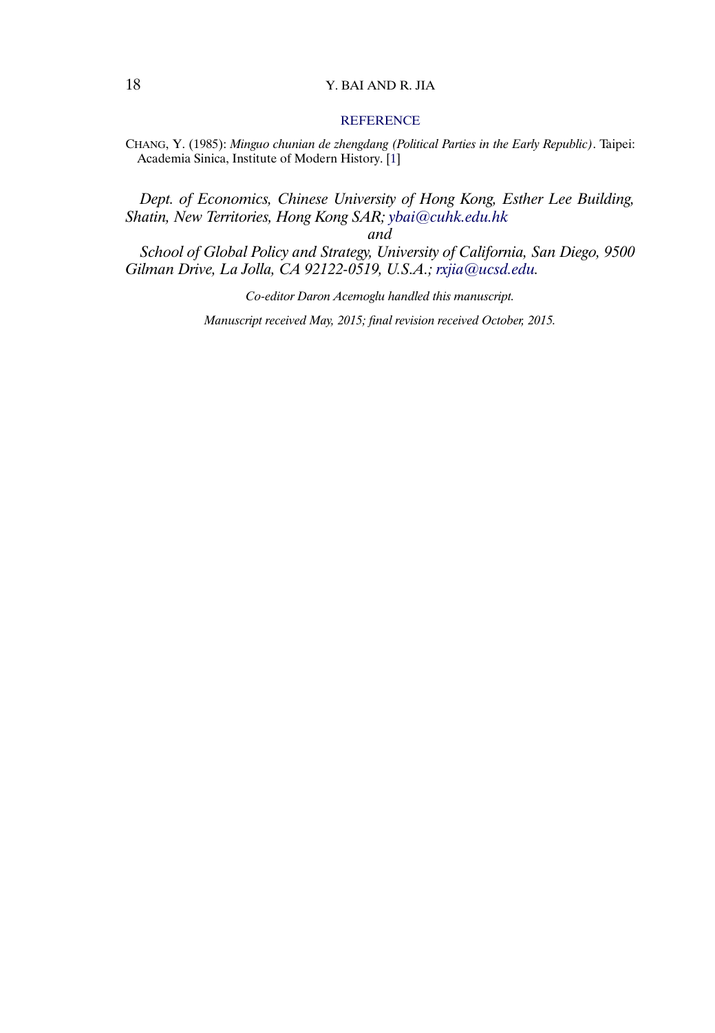## REFERENCE

CHANG, Y. (1985): *Minguo chunian de zhengdang (Political Parties in the Early Republic)*. Taipei: Academia Sinica, Institute of Modern History. [1]

*Dept. of Economics, Chinese University of Hong Kong, Esther Lee Building, Shatin, New Territories, Hong Kong SAR; ybai@cuhk.edu.hk*

*and*

*School of Global Policy and Strategy, University of California, San Diego, 9500 Gilman Drive, La Jolla, CA 92122-0519, U.S.A.; rxjia@ucsd.edu.*

*Co-editor Daron Acemoglu handled this manuscript.*

*Manuscript received May, 2015; final revision received October, 2015.*